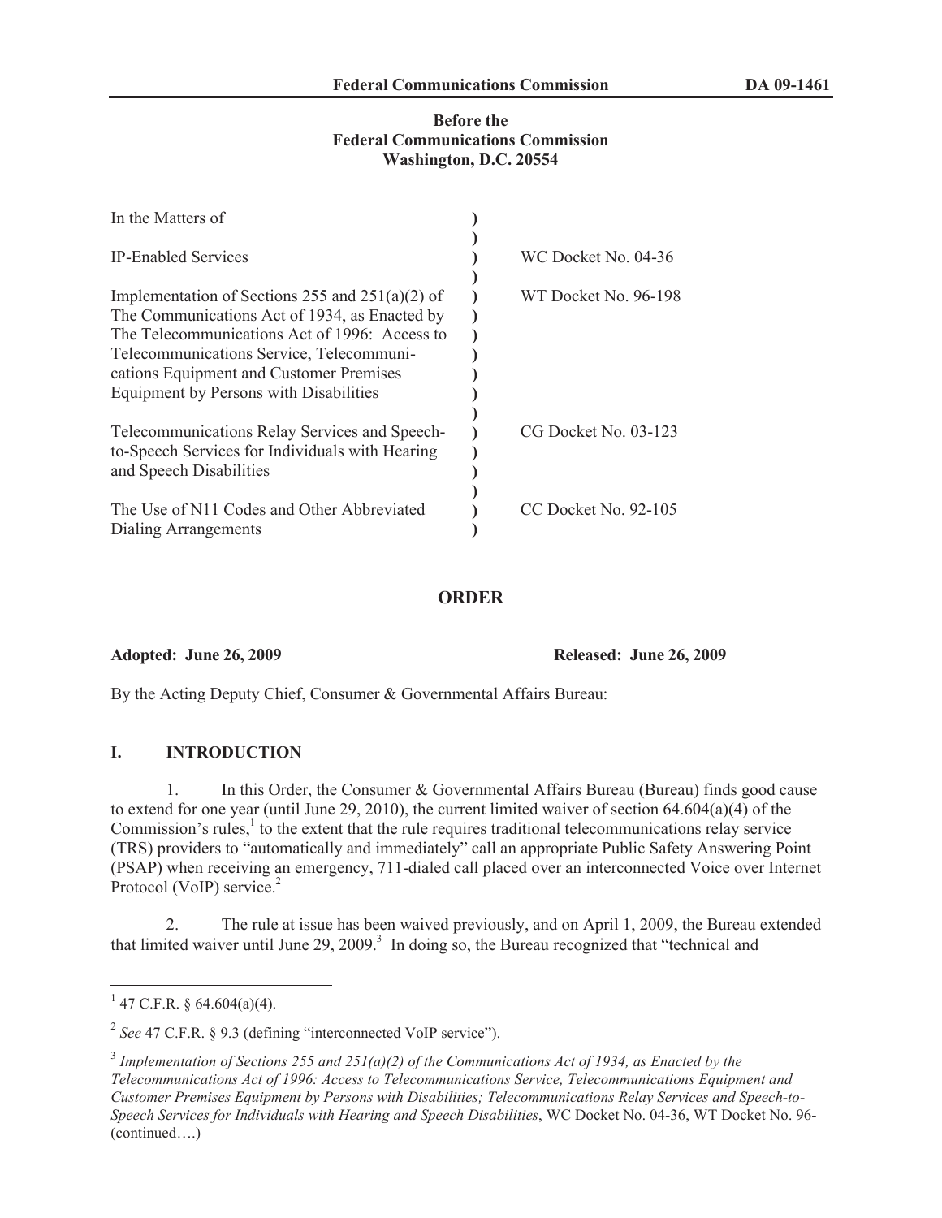**Before the**
**Federal Communications Commission**
**Washington, D.C. 20554**

| In the Matters of | | |
|---|---|---|
| IP-Enabled Services | ) | WC Docket No. 04-36 |
| Implementation of Sections 255 and 251(a)(2) of The Communications Act of 1934, as Enacted by The Telecommunications Act of 1996: Access to Telecommunications Service, Telecommunications Equipment and Customer Premises Equipment by Persons with Disabilities | ) | WT Docket No. 96-198 |
| Telecommunications Relay Services and Speech-to-Speech Services for Individuals with Hearing and Speech Disabilities | ) | CG Docket No. 03-123 |
| The Use of N11 Codes and Other Abbreviated Dialing Arrangements | ) | CC Docket No. 92-105 |

## ORDER

**Adopted: June 26, 2009** **Released: June 26, 2009**

By the Acting Deputy Chief, Consumer & Governmental Affairs Bureau:

## I. INTRODUCTION

1. In this Order, the Consumer & Governmental Affairs Bureau (Bureau) finds good cause to extend for one year (until June 29, 2010), the current limited waiver of section 64.604(a)(4) of the Commission's rules,[1] to the extent that the rule requires traditional telecommunications relay service (TRS) providers to "automatically and immediately" call an appropriate Public Safety Answering Point (PSAP) when receiving an emergency, 711-dialed call placed over an interconnected Voice over Internet Protocol (VoIP) service.[2]

2. The rule at issue has been waived previously, and on April 1, 2009, the Bureau extended that limited waiver until June 29, 2009.[3] In doing so, the Bureau recognized that "technical and

---

[1] 47 C.F.R. § 64.604(a)(4).

[2] *See* 47 C.F.R. § 9.3 (defining "interconnected VoIP service").

[3] *Implementation of Sections 255 and 251(a)(2) of the Communications Act of 1934, as Enacted by the Telecommunications Act of 1996: Access to Telecommunications Service, Telecommunications Equipment and Customer Premises Equipment by Persons with Disabilities; Telecommunications Relay Services and Speech-to-Speech Services for Individuals with Hearing and Speech Disabilities*, WC Docket No. 04-36, WT Docket No. 96-(continued….)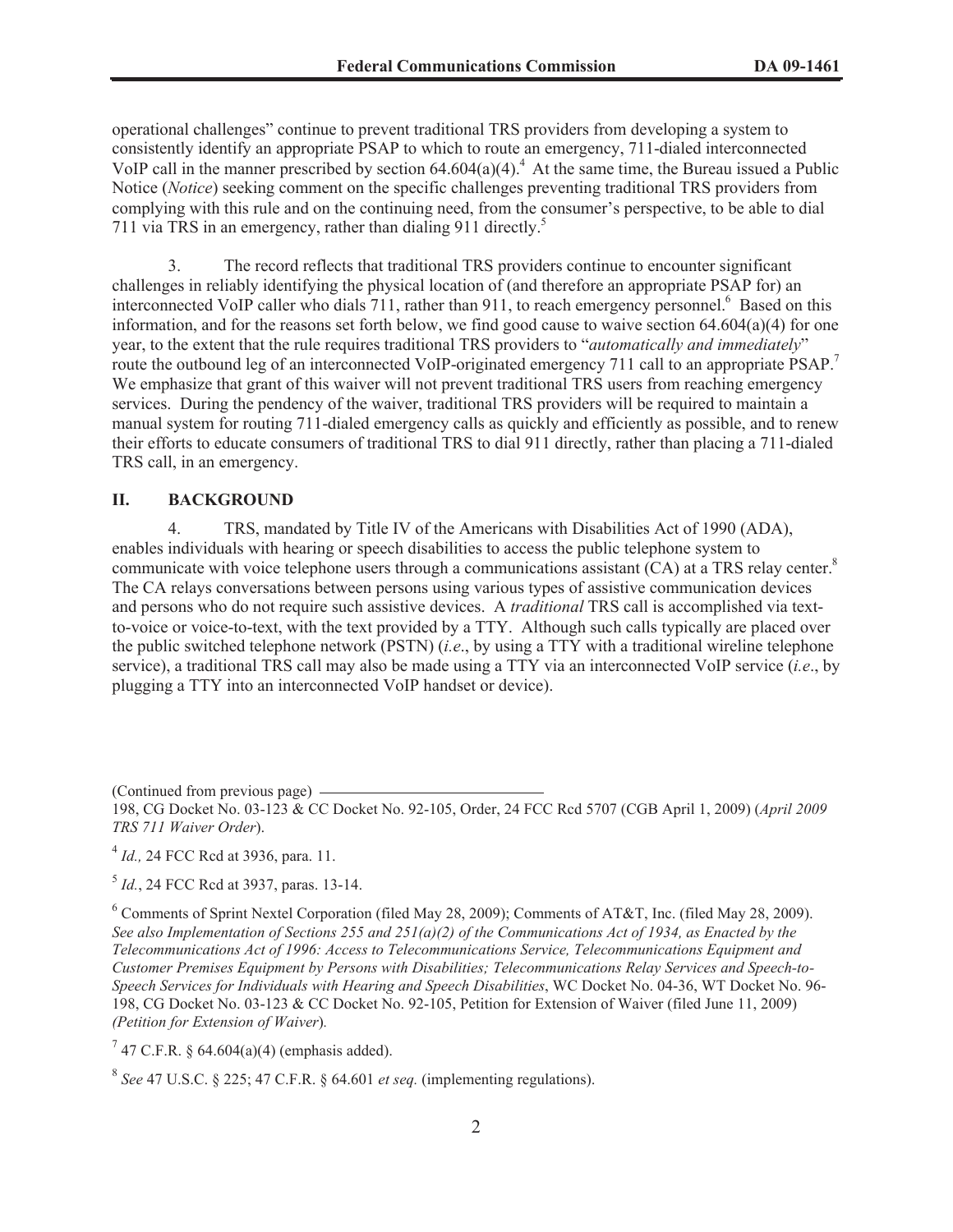operational challenges" continue to prevent traditional TRS providers from developing a system to consistently identify an appropriate PSAP to which to route an emergency, 711-dialed interconnected VoIP call in the manner prescribed by section 64.604(a)(4).[4] At the same time, the Bureau issued a Public Notice (*Notice*) seeking comment on the specific challenges preventing traditional TRS providers from complying with this rule and on the continuing need, from the consumer's perspective, to be able to dial 711 via TRS in an emergency, rather than dialing 911 directly.[5]

3. The record reflects that traditional TRS providers continue to encounter significant challenges in reliably identifying the physical location of (and therefore an appropriate PSAP for) an interconnected VoIP caller who dials 711, rather than 911, to reach emergency personnel.[6] Based on this information, and for the reasons set forth below, we find good cause to waive section 64.604(a)(4) for one year, to the extent that the rule requires traditional TRS providers to "*automatically and immediately*" route the outbound leg of an interconnected VoIP-originated emergency 711 call to an appropriate PSAP.[7] We emphasize that grant of this waiver will not prevent traditional TRS users from reaching emergency services. During the pendency of the waiver, traditional TRS providers will be required to maintain a manual system for routing 711-dialed emergency calls as quickly and efficiently as possible, and to renew their efforts to educate consumers of traditional TRS to dial 911 directly, rather than placing a 711-dialed TRS call, in an emergency.

## II. BACKGROUND

4. TRS, mandated by Title IV of the Americans with Disabilities Act of 1990 (ADA), enables individuals with hearing or speech disabilities to access the public telephone system to communicate with voice telephone users through a communications assistant (CA) at a TRS relay center.[8] The CA relays conversations between persons using various types of assistive communication devices and persons who do not require such assistive devices. A *traditional* TRS call is accomplished via text-to-voice or voice-to-text, with the text provided by a TTY. Although such calls typically are placed over the public switched telephone network (PSTN) (*i.e.*, by using a TTY with a traditional wireline telephone service), a traditional TRS call may also be made using a TTY via an interconnected VoIP service (*i.e.*, by plugging a TTY into an interconnected VoIP handset or device).

(Continued from previous page)
198, CG Docket No. 03-123 & CC Docket No. 92-105, Order, 24 FCC Rcd 5707 (CGB April 1, 2009) (*April 2009 TRS 711 Waiver Order*).

[4] *Id.,* 24 FCC Rcd at 3936, para. 11.

[5] *Id.*, 24 FCC Rcd at 3937, paras. 13-14.

[6] Comments of Sprint Nextel Corporation (filed May 28, 2009); Comments of AT&T, Inc. (filed May 28, 2009). *See also Implementation of Sections 255 and 251(a)(2) of the Communications Act of 1934, as Enacted by the Telecommunications Act of 1996: Access to Telecommunications Service, Telecommunications Equipment and Customer Premises Equipment by Persons with Disabilities; Telecommunications Relay Services and Speech-to-Speech Services for Individuals with Hearing and Speech Disabilities*, WC Docket No. 04-36, WT Docket No. 96-198, CG Docket No. 03-123 & CC Docket No. 92-105, Petition for Extension of Waiver (filed June 11, 2009) *(Petition for Extension of Waiver*).

[7] 47 C.F.R. § 64.604(a)(4) (emphasis added).

[8] *See* 47 U.S.C. § 225; 47 C.F.R. § 64.601 *et seq.* (implementing regulations).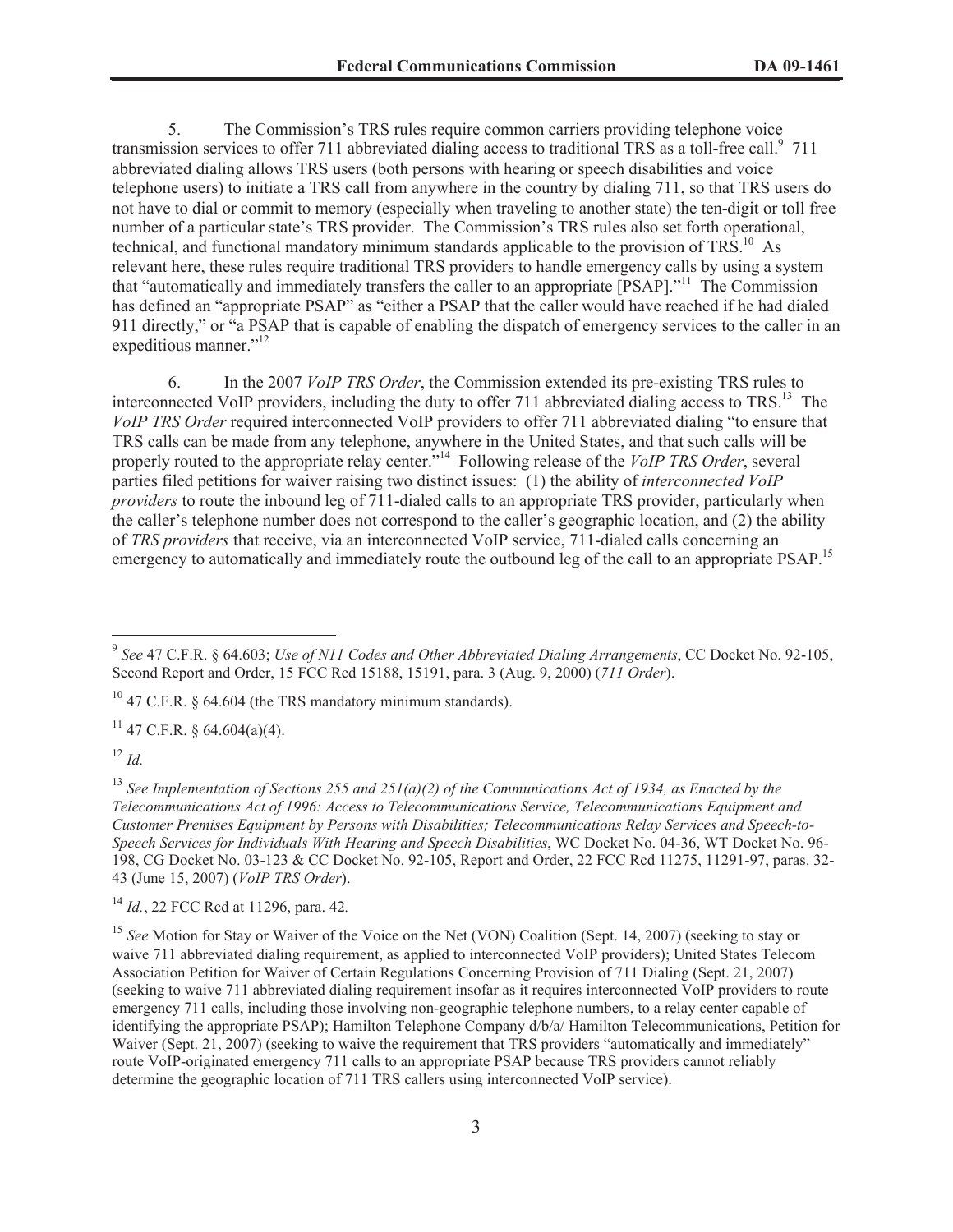5. The Commission's TRS rules require common carriers providing telephone voice transmission services to offer 711 abbreviated dialing access to traditional TRS as a toll-free call.[9] 711 abbreviated dialing allows TRS users (both persons with hearing or speech disabilities and voice telephone users) to initiate a TRS call from anywhere in the country by dialing 711, so that TRS users do not have to dial or commit to memory (especially when traveling to another state) the ten-digit or toll free number of a particular state's TRS provider. The Commission's TRS rules also set forth operational, technical, and functional mandatory minimum standards applicable to the provision of TRS.[10] As relevant here, these rules require traditional TRS providers to handle emergency calls by using a system that "automatically and immediately transfers the caller to an appropriate [PSAP]."[11] The Commission has defined an "appropriate PSAP" as "either a PSAP that the caller would have reached if he had dialed 911 directly," or "a PSAP that is capable of enabling the dispatch of emergency services to the caller in an expeditious manner."[12]

6. In the 2007 *VoIP TRS Order*, the Commission extended its pre-existing TRS rules to interconnected VoIP providers, including the duty to offer 711 abbreviated dialing access to TRS.[13] The *VoIP TRS Order* required interconnected VoIP providers to offer 711 abbreviated dialing "to ensure that TRS calls can be made from any telephone, anywhere in the United States, and that such calls will be properly routed to the appropriate relay center."[14] Following release of the *VoIP TRS Order*, several parties filed petitions for waiver raising two distinct issues: (1) the ability of *interconnected VoIP providers* to route the inbound leg of 711-dialed calls to an appropriate TRS provider, particularly when the caller's telephone number does not correspond to the caller's geographic location, and (2) the ability of *TRS providers* that receive, via an interconnected VoIP service, 711-dialed calls concerning an emergency to automatically and immediately route the outbound leg of the call to an appropriate PSAP.[15]

---

[9] *See* 47 C.F.R. § 64.603; *Use of N11 Codes and Other Abbreviated Dialing Arrangements*, CC Docket No. 92-105, Second Report and Order, 15 FCC Rcd 15188, 15191, para. 3 (Aug. 9, 2000) (*711 Order*).

[10] 47 C.F.R. § 64.604 (the TRS mandatory minimum standards).

[11] 47 C.F.R. § 64.604(a)(4).

[12] *Id.*

[13] *See Implementation of Sections 255 and 251(a)(2) of the Communications Act of 1934, as Enacted by the Telecommunications Act of 1996: Access to Telecommunications Service, Telecommunications Equipment and Customer Premises Equipment by Persons with Disabilities; Telecommunications Relay Services and Speech-to-Speech Services for Individuals With Hearing and Speech Disabilities*, WC Docket No. 04-36, WT Docket No. 96-198, CG Docket No. 03-123 & CC Docket No. 92-105, Report and Order, 22 FCC Rcd 11275, 11291-97, paras. 32-43 (June 15, 2007) (*VoIP TRS Order*).

[14] *Id.*, 22 FCC Rcd at 11296, para. 42.

[15] *See* Motion for Stay or Waiver of the Voice on the Net (VON) Coalition (Sept. 14, 2007) (seeking to stay or waive 711 abbreviated dialing requirement, as applied to interconnected VoIP providers); United States Telecom Association Petition for Waiver of Certain Regulations Concerning Provision of 711 Dialing (Sept. 21, 2007) (seeking to waive 711 abbreviated dialing requirement insofar as it requires interconnected VoIP providers to route emergency 711 calls, including those involving non-geographic telephone numbers, to a relay center capable of identifying the appropriate PSAP); Hamilton Telephone Company d/b/a/ Hamilton Telecommunications, Petition for Waiver (Sept. 21, 2007) (seeking to waive the requirement that TRS providers "automatically and immediately" route VoIP-originated emergency 711 calls to an appropriate PSAP because TRS providers cannot reliably determine the geographic location of 711 TRS callers using interconnected VoIP service).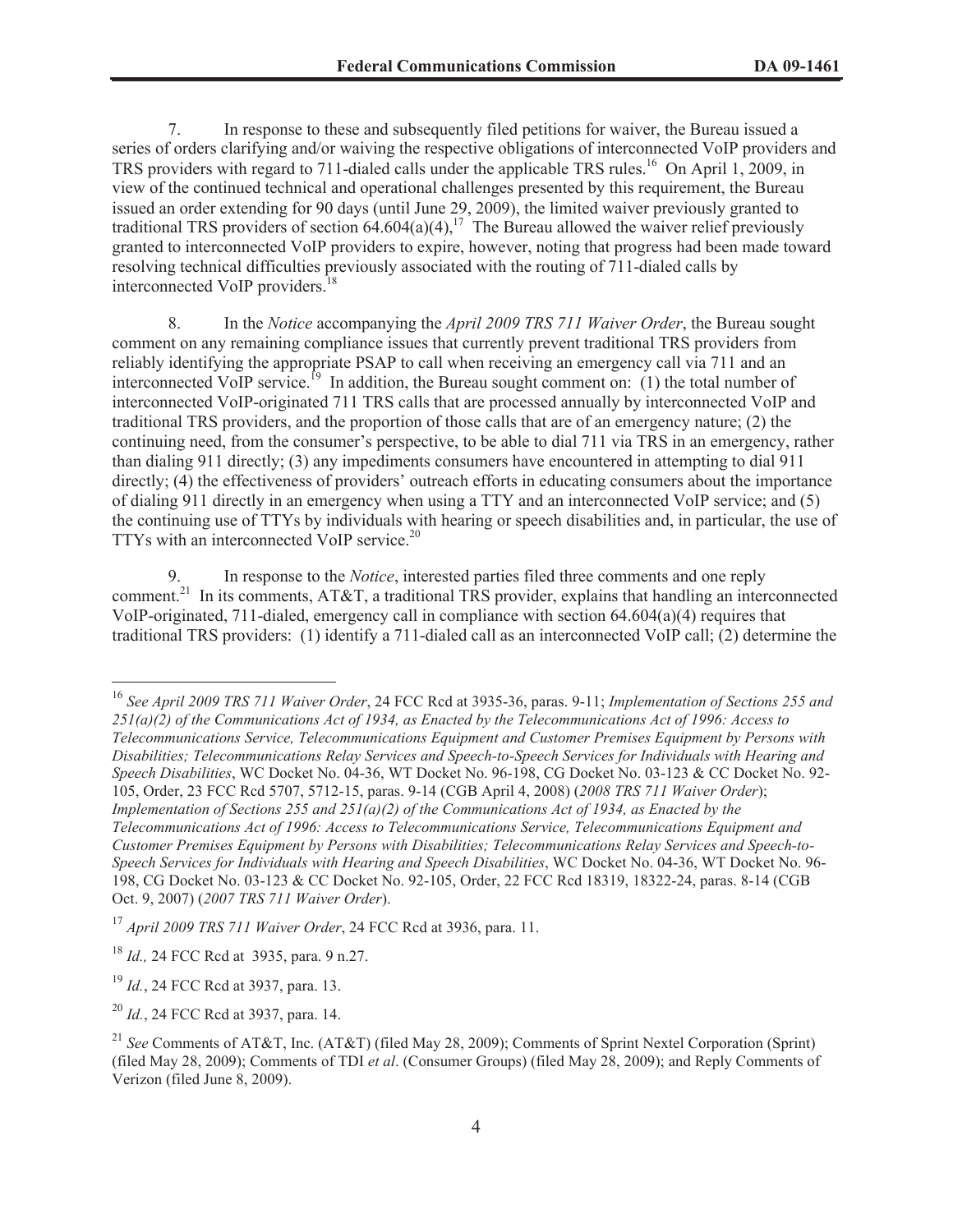7. In response to these and subsequently filed petitions for waiver, the Bureau issued a series of orders clarifying and/or waiving the respective obligations of interconnected VoIP providers and TRS providers with regard to 711-dialed calls under the applicable TRS rules.[16] On April 1, 2009, in view of the continued technical and operational challenges presented by this requirement, the Bureau issued an order extending for 90 days (until June 29, 2009), the limited waiver previously granted to traditional TRS providers of section 64.604(a)(4),[17] The Bureau allowed the waiver relief previously granted to interconnected VoIP providers to expire, however, noting that progress had been made toward resolving technical difficulties previously associated with the routing of 711-dialed calls by interconnected VoIP providers.[18]

8. In the *Notice* accompanying the *April 2009 TRS 711 Waiver Order*, the Bureau sought comment on any remaining compliance issues that currently prevent traditional TRS providers from reliably identifying the appropriate PSAP to call when receiving an emergency call via 711 and an interconnected VoIP service.[19] In addition, the Bureau sought comment on: (1) the total number of interconnected VoIP-originated 711 TRS calls that are processed annually by interconnected VoIP and traditional TRS providers, and the proportion of those calls that are of an emergency nature; (2) the continuing need, from the consumer's perspective, to be able to dial 711 via TRS in an emergency, rather than dialing 911 directly; (3) any impediments consumers have encountered in attempting to dial 911 directly; (4) the effectiveness of providers' outreach efforts in educating consumers about the importance of dialing 911 directly in an emergency when using a TTY and an interconnected VoIP service; and (5) the continuing use of TTYs by individuals with hearing or speech disabilities and, in particular, the use of TTYs with an interconnected VoIP service.[20]

9. In response to the *Notice*, interested parties filed three comments and one reply comment.[21] In its comments, AT&T, a traditional TRS provider, explains that handling an interconnected VoIP-originated, 711-dialed, emergency call in compliance with section 64.604(a)(4) requires that traditional TRS providers: (1) identify a 711-dialed call as an interconnected VoIP call; (2) determine the

---

[16] *See April 2009 TRS 711 Waiver Order*, 24 FCC Rcd at 3935-36, paras. 9-11; *Implementation of Sections 255 and 251(a)(2) of the Communications Act of 1934, as Enacted by the Telecommunications Act of 1996: Access to Telecommunications Service, Telecommunications Equipment and Customer Premises Equipment by Persons with Disabilities; Telecommunications Relay Services and Speech-to-Speech Services for Individuals with Hearing and Speech Disabilities*, WC Docket No. 04-36, WT Docket No. 96-198, CG Docket No. 03-123 & CC Docket No. 92-105, Order, 23 FCC Rcd 5707, 5712-15, paras. 9-14 (CGB April 4, 2008) (*2008 TRS 711 Waiver Order*); *Implementation of Sections 255 and 251(a)(2) of the Communications Act of 1934, as Enacted by the Telecommunications Act of 1996: Access to Telecommunications Service, Telecommunications Equipment and Customer Premises Equipment by Persons with Disabilities; Telecommunications Relay Services and Speech-to-Speech Services for Individuals with Hearing and Speech Disabilities*, WC Docket No. 04-36, WT Docket No. 96-198, CG Docket No. 03-123 & CC Docket No. 92-105, Order, 22 FCC Rcd 18319, 18322-24, paras. 8-14 (CGB Oct. 9, 2007) (*2007 TRS 711 Waiver Order*).

[17] *April 2009 TRS 711 Waiver Order*, 24 FCC Rcd at 3936, para. 11.

[18] *Id.,* 24 FCC Rcd at 3935, para. 9 n.27.

[19] *Id.*, 24 FCC Rcd at 3937, para. 13.

[20] *Id.*, 24 FCC Rcd at 3937, para. 14.

[21] *See* Comments of AT&T, Inc. (AT&T) (filed May 28, 2009); Comments of Sprint Nextel Corporation (Sprint) (filed May 28, 2009); Comments of TDI *et al*. (Consumer Groups) (filed May 28, 2009); and Reply Comments of Verizon (filed June 8, 2009).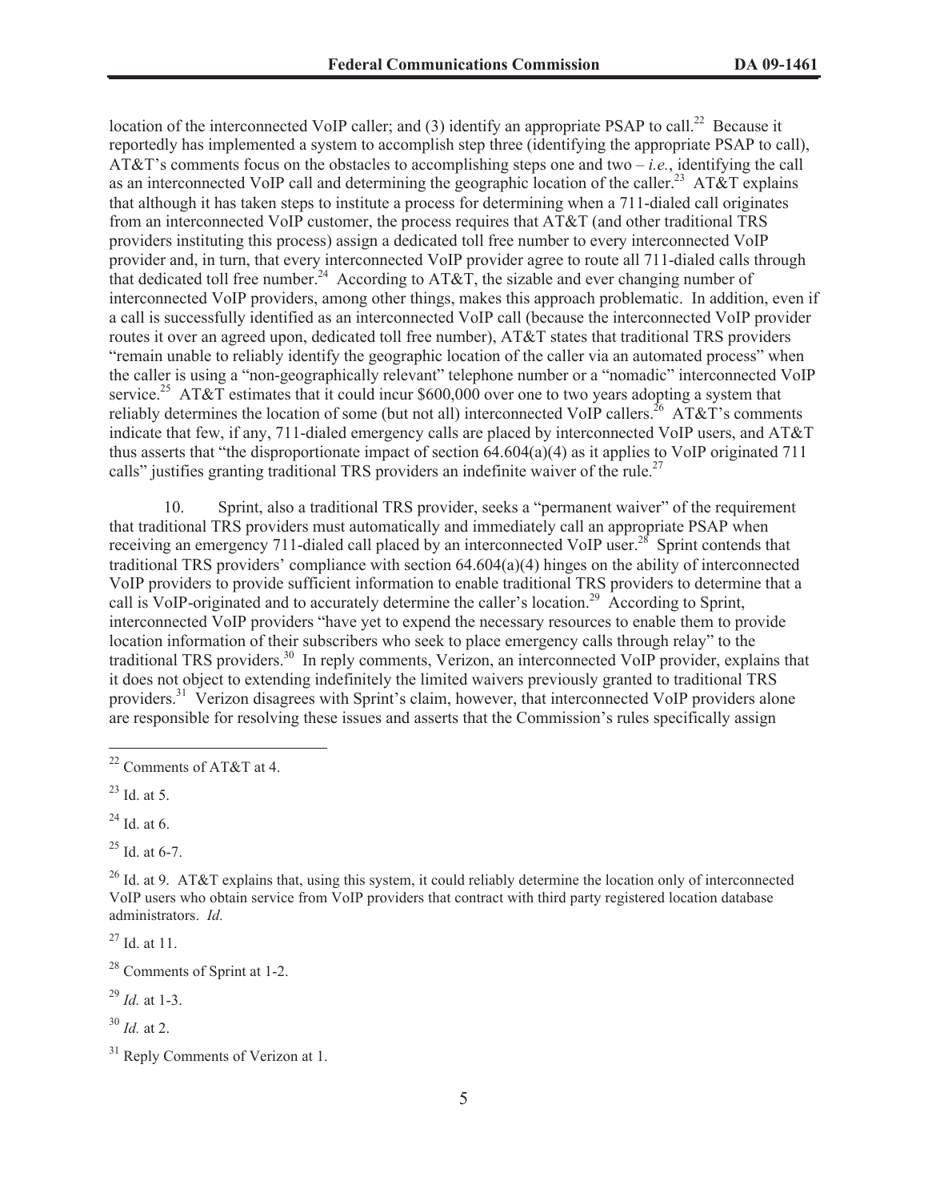location of the interconnected VoIP caller; and (3) identify an appropriate PSAP to call.[22] Because it reportedly has implemented a system to accomplish step three (identifying the appropriate PSAP to call), AT&T's comments focus on the obstacles to accomplishing steps one and two – *i.e.*, identifying the call as an interconnected VoIP call and determining the geographic location of the caller.[23] AT&T explains that although it has taken steps to institute a process for determining when a 711-dialed call originates from an interconnected VoIP customer, the process requires that AT&T (and other traditional TRS providers instituting this process) assign a dedicated toll free number to every interconnected VoIP provider and, in turn, that every interconnected VoIP provider agree to route all 711-dialed calls through that dedicated toll free number.[24] According to AT&T, the sizable and ever changing number of interconnected VoIP providers, among other things, makes this approach problematic. In addition, even if a call is successfully identified as an interconnected VoIP call (because the interconnected VoIP provider routes it over an agreed upon, dedicated toll free number), AT&T states that traditional TRS providers "remain unable to reliably identify the geographic location of the caller via an automated process" when the caller is using a "non-geographically relevant" telephone number or a "nomadic" interconnected VoIP service.[25] AT&T estimates that it could incur $600,000 over one to two years adopting a system that reliably determines the location of some (but not all) interconnected VoIP callers.[26] AT&T's comments indicate that few, if any, 711-dialed emergency calls are placed by interconnected VoIP users, and AT&T thus asserts that "the disproportionate impact of section 64.604(a)(4) as it applies to VoIP originated 711 calls" justifies granting traditional TRS providers an indefinite waiver of the rule.[27]

10. Sprint, also a traditional TRS provider, seeks a "permanent waiver" of the requirement that traditional TRS providers must automatically and immediately call an appropriate PSAP when receiving an emergency 711-dialed call placed by an interconnected VoIP user.[28] Sprint contends that traditional TRS providers' compliance with section 64.604(a)(4) hinges on the ability of interconnected VoIP providers to provide sufficient information to enable traditional TRS providers to determine that a call is VoIP-originated and to accurately determine the caller's location.[29] According to Sprint, interconnected VoIP providers "have yet to expend the necessary resources to enable them to provide location information of their subscribers who seek to place emergency calls through relay" to the traditional TRS providers.[30] In reply comments, Verizon, an interconnected VoIP provider, explains that it does not object to extending indefinitely the limited waivers previously granted to traditional TRS providers.[31] Verizon disagrees with Sprint's claim, however, that interconnected VoIP providers alone are responsible for resolving these issues and asserts that the Commission's rules specifically assign

---

[22] Comments of AT&T at 4.

[23] Id. at 5.

[24] Id. at 6.

[25] Id. at 6-7.

[26] Id. at 9. AT&T explains that, using this system, it could reliably determine the location only of interconnected VoIP users who obtain service from VoIP providers that contract with third party registered location database administrators. *Id.*

[27] Id. at 11.

[28] Comments of Sprint at 1-2.

[29] *Id.* at 1-3.

[30] *Id.* at 2.

[31] Reply Comments of Verizon at 1.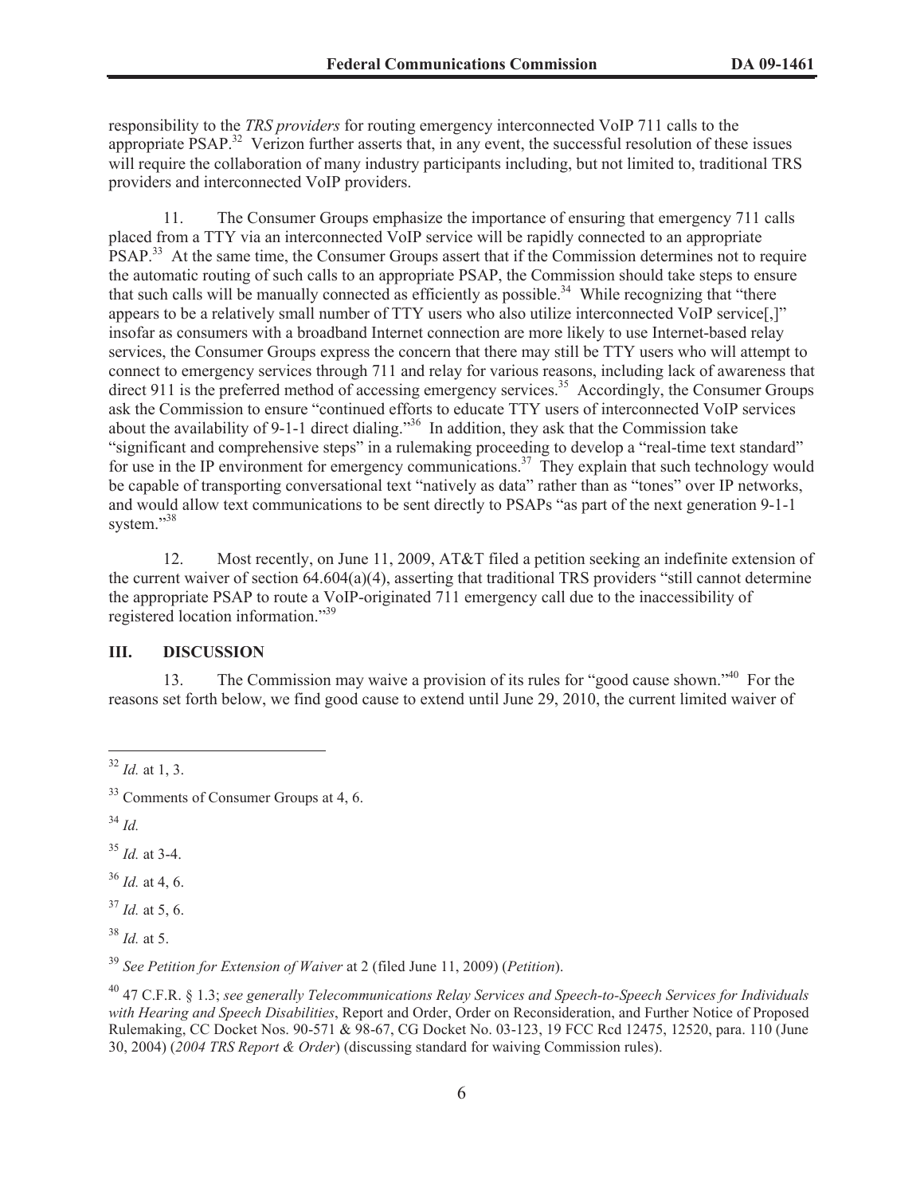responsibility to the *TRS providers* for routing emergency interconnected VoIP 711 calls to the appropriate PSAP.[32] Verizon further asserts that, in any event, the successful resolution of these issues will require the collaboration of many industry participants including, but not limited to, traditional TRS providers and interconnected VoIP providers.

11. The Consumer Groups emphasize the importance of ensuring that emergency 711 calls placed from a TTY via an interconnected VoIP service will be rapidly connected to an appropriate PSAP.[33] At the same time, the Consumer Groups assert that if the Commission determines not to require the automatic routing of such calls to an appropriate PSAP, the Commission should take steps to ensure that such calls will be manually connected as efficiently as possible.[34] While recognizing that "there appears to be a relatively small number of TTY users who also utilize interconnected VoIP service[,]" insofar as consumers with a broadband Internet connection are more likely to use Internet-based relay services, the Consumer Groups express the concern that there may still be TTY users who will attempt to connect to emergency services through 711 and relay for various reasons, including lack of awareness that direct 911 is the preferred method of accessing emergency services.[35] Accordingly, the Consumer Groups ask the Commission to ensure "continued efforts to educate TTY users of interconnected VoIP services about the availability of 9-1-1 direct dialing."[36] In addition, they ask that the Commission take "significant and comprehensive steps" in a rulemaking proceeding to develop a "real-time text standard" for use in the IP environment for emergency communications.[37] They explain that such technology would be capable of transporting conversational text "natively as data" rather than as "tones" over IP networks, and would allow text communications to be sent directly to PSAPs "as part of the next generation 9-1-1 system."[38]

12. Most recently, on June 11, 2009, AT&T filed a petition seeking an indefinite extension of the current waiver of section 64.604(a)(4), asserting that traditional TRS providers "still cannot determine the appropriate PSAP to route a VoIP-originated 711 emergency call due to the inaccessibility of registered location information."[39]

## III. DISCUSSION

13. The Commission may waive a provision of its rules for "good cause shown."[40] For the reasons set forth below, we find good cause to extend until June 29, 2010, the current limited waiver of

---

[32] *Id.* at 1, 3.

[33] Comments of Consumer Groups at 4, 6.

[34] *Id.*

[35] *Id.* at 3-4.

[36] *Id.* at 4, 6.

[37] *Id.* at 5, 6.

[38] *Id.* at 5.

[39] *See Petition for Extension of Waiver* at 2 (filed June 11, 2009) (*Petition*).

[40] 47 C.F.R. § 1.3; *see generally Telecommunications Relay Services and Speech-to-Speech Services for Individuals with Hearing and Speech Disabilities*, Report and Order, Order on Reconsideration, and Further Notice of Proposed Rulemaking, CC Docket Nos. 90-571 & 98-67, CG Docket No. 03-123, 19 FCC Rcd 12475, 12520, para. 110 (June 30, 2004) (*2004 TRS Report & Order*) (discussing standard for waiving Commission rules).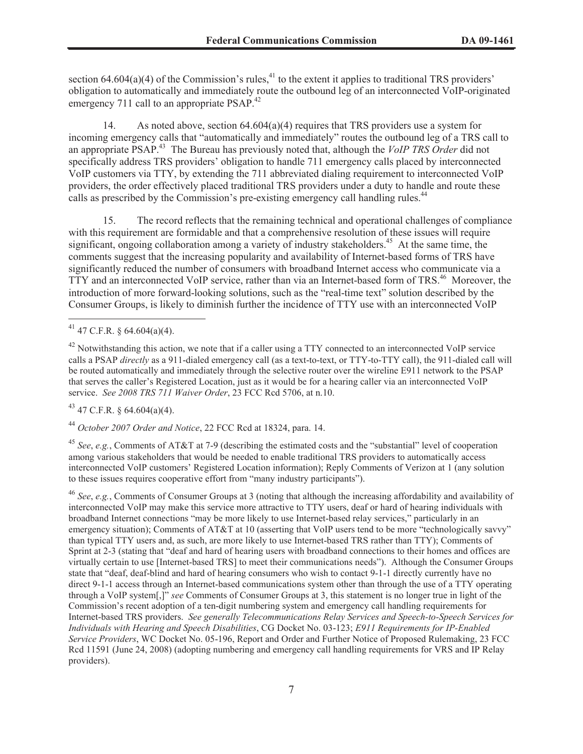section 64.604(a)(4) of the Commission's rules,[41] to the extent it applies to traditional TRS providers' obligation to automatically and immediately route the outbound leg of an interconnected VoIP-originated emergency 711 call to an appropriate PSAP.[42]

14. As noted above, section 64.604(a)(4) requires that TRS providers use a system for incoming emergency calls that "automatically and immediately" routes the outbound leg of a TRS call to an appropriate PSAP.[43] The Bureau has previously noted that, although the *VoIP TRS Order* did not specifically address TRS providers' obligation to handle 711 emergency calls placed by interconnected VoIP customers via TTY, by extending the 711 abbreviated dialing requirement to interconnected VoIP providers, the order effectively placed traditional TRS providers under a duty to handle and route these calls as prescribed by the Commission's pre-existing emergency call handling rules.[44]

15. The record reflects that the remaining technical and operational challenges of compliance with this requirement are formidable and that a comprehensive resolution of these issues will require significant, ongoing collaboration among a variety of industry stakeholders.[45] At the same time, the comments suggest that the increasing popularity and availability of Internet-based forms of TRS have significantly reduced the number of consumers with broadband Internet access who communicate via a TTY and an interconnected VoIP service, rather than via an Internet-based form of TRS.[46] Moreover, the introduction of more forward-looking solutions, such as the "real-time text" solution described by the Consumer Groups, is likely to diminish further the incidence of TTY use with an interconnected VoIP

---

[41] 47 C.F.R. § 64.604(a)(4).

[42] Notwithstanding this action, we note that if a caller using a TTY connected to an interconnected VoIP service calls a PSAP *directly* as a 911-dialed emergency call (as a text-to-text, or TTY-to-TTY call), the 911-dialed call will be routed automatically and immediately through the selective router over the wireline E911 network to the PSAP that serves the caller's Registered Location, just as it would be for a hearing caller via an interconnected VoIP service. *See 2008 TRS 711 Waiver Order*, 23 FCC Rcd 5706, at n.10.

[43] 47 C.F.R. § 64.604(a)(4).

[44] *October 2007 Order and Notice*, 22 FCC Rcd at 18324, para. 14.

[45] *See*, *e.g.*, Comments of AT&T at 7-9 (describing the estimated costs and the "substantial" level of cooperation among various stakeholders that would be needed to enable traditional TRS providers to automatically access interconnected VoIP customers' Registered Location information); Reply Comments of Verizon at 1 (any solution to these issues requires cooperative effort from "many industry participants").

[46] *See*, *e.g.*, Comments of Consumer Groups at 3 (noting that although the increasing affordability and availability of interconnected VoIP may make this service more attractive to TTY users, deaf or hard of hearing individuals with broadband Internet connections "may be more likely to use Internet-based relay services," particularly in an emergency situation); Comments of AT&T at 10 (asserting that VoIP users tend to be more "technologically savvy" than typical TTY users and, as such, are more likely to use Internet-based TRS rather than TTY); Comments of Sprint at 2-3 (stating that "deaf and hard of hearing users with broadband connections to their homes and offices are virtually certain to use [Internet-based TRS] to meet their communications needs"). Although the Consumer Groups state that "deaf, deaf-blind and hard of hearing consumers who wish to contact 9-1-1 directly currently have no direct 9-1-1 access through an Internet-based communications system other than through the use of a TTY operating through a VoIP system[,]" *see* Comments of Consumer Groups at 3, this statement is no longer true in light of the Commission's recent adoption of a ten-digit numbering system and emergency call handling requirements for Internet-based TRS providers. *See generally Telecommunications Relay Services and Speech-to-Speech Services for Individuals with Hearing and Speech Disabilities*, CG Docket No. 03-123; *E911 Requirements for IP-Enabled Service Providers*, WC Docket No. 05-196, Report and Order and Further Notice of Proposed Rulemaking, 23 FCC Rcd 11591 (June 24, 2008) (adopting numbering and emergency call handling requirements for VRS and IP Relay providers).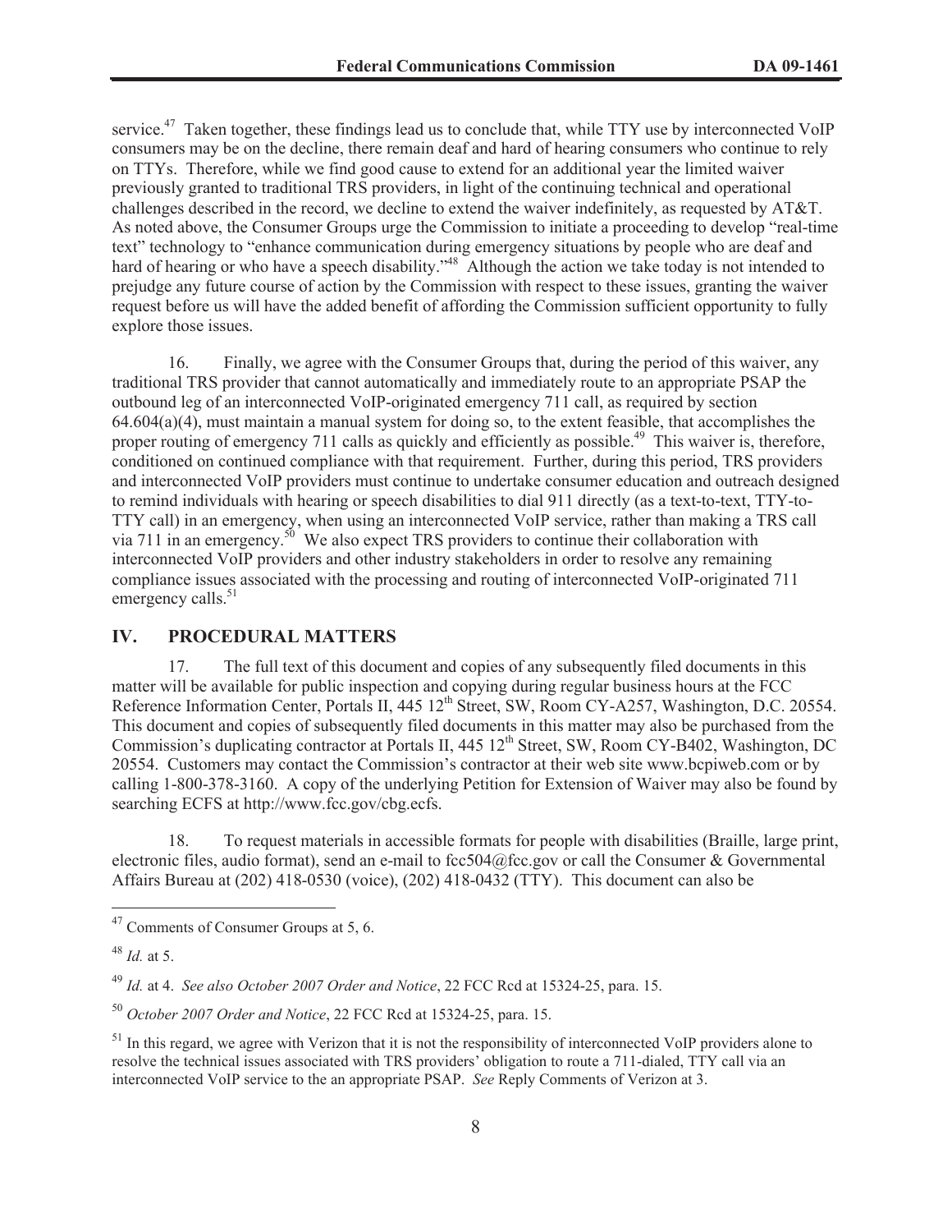service.[47] Taken together, these findings lead us to conclude that, while TTY use by interconnected VoIP consumers may be on the decline, there remain deaf and hard of hearing consumers who continue to rely on TTYs. Therefore, while we find good cause to extend for an additional year the limited waiver previously granted to traditional TRS providers, in light of the continuing technical and operational challenges described in the record, we decline to extend the waiver indefinitely, as requested by AT&T. As noted above, the Consumer Groups urge the Commission to initiate a proceeding to develop "real-time text" technology to "enhance communication during emergency situations by people who are deaf and hard of hearing or who have a speech disability."[48] Although the action we take today is not intended to prejudge any future course of action by the Commission with respect to these issues, granting the waiver request before us will have the added benefit of affording the Commission sufficient opportunity to fully explore those issues.

16. Finally, we agree with the Consumer Groups that, during the period of this waiver, any traditional TRS provider that cannot automatically and immediately route to an appropriate PSAP the outbound leg of an interconnected VoIP-originated emergency 711 call, as required by section 64.604(a)(4), must maintain a manual system for doing so, to the extent feasible, that accomplishes the proper routing of emergency 711 calls as quickly and efficiently as possible.[49] This waiver is, therefore, conditioned on continued compliance with that requirement. Further, during this period, TRS providers and interconnected VoIP providers must continue to undertake consumer education and outreach designed to remind individuals with hearing or speech disabilities to dial 911 directly (as a text-to-text, TTY-to-TTY call) in an emergency, when using an interconnected VoIP service, rather than making a TRS call via 711 in an emergency.[50] We also expect TRS providers to continue their collaboration with interconnected VoIP providers and other industry stakeholders in order to resolve any remaining compliance issues associated with the processing and routing of interconnected VoIP-originated 711 emergency calls.[51]

## IV. PROCEDURAL MATTERS

17. The full text of this document and copies of any subsequently filed documents in this matter will be available for public inspection and copying during regular business hours at the FCC Reference Information Center, Portals II, 445 12th Street, SW, Room CY-A257, Washington, D.C. 20554. This document and copies of subsequently filed documents in this matter may also be purchased from the Commission's duplicating contractor at Portals II, 445 12th Street, SW, Room CY-B402, Washington, DC 20554. Customers may contact the Commission's contractor at their web site www.bcpiweb.com or by calling 1-800-378-3160. A copy of the underlying Petition for Extension of Waiver may also be found by searching ECFS at http://www.fcc.gov/cbg.ecfs.

18. To request materials in accessible formats for people with disabilities (Braille, large print, electronic files, audio format), send an e-mail to fcc504@fcc.gov or call the Consumer & Governmental Affairs Bureau at (202) 418-0530 (voice), (202) 418-0432 (TTY). This document can also be

---

[47] Comments of Consumer Groups at 5, 6.

[48] *Id.* at 5.

[49] *Id.* at 4. *See also October 2007 Order and Notice*, 22 FCC Rcd at 15324-25, para. 15.

[50] *October 2007 Order and Notice*, 22 FCC Rcd at 15324-25, para. 15.

[51] In this regard, we agree with Verizon that it is not the responsibility of interconnected VoIP providers alone to resolve the technical issues associated with TRS providers' obligation to route a 711-dialed, TTY call via an interconnected VoIP service to the an appropriate PSAP. *See* Reply Comments of Verizon at 3.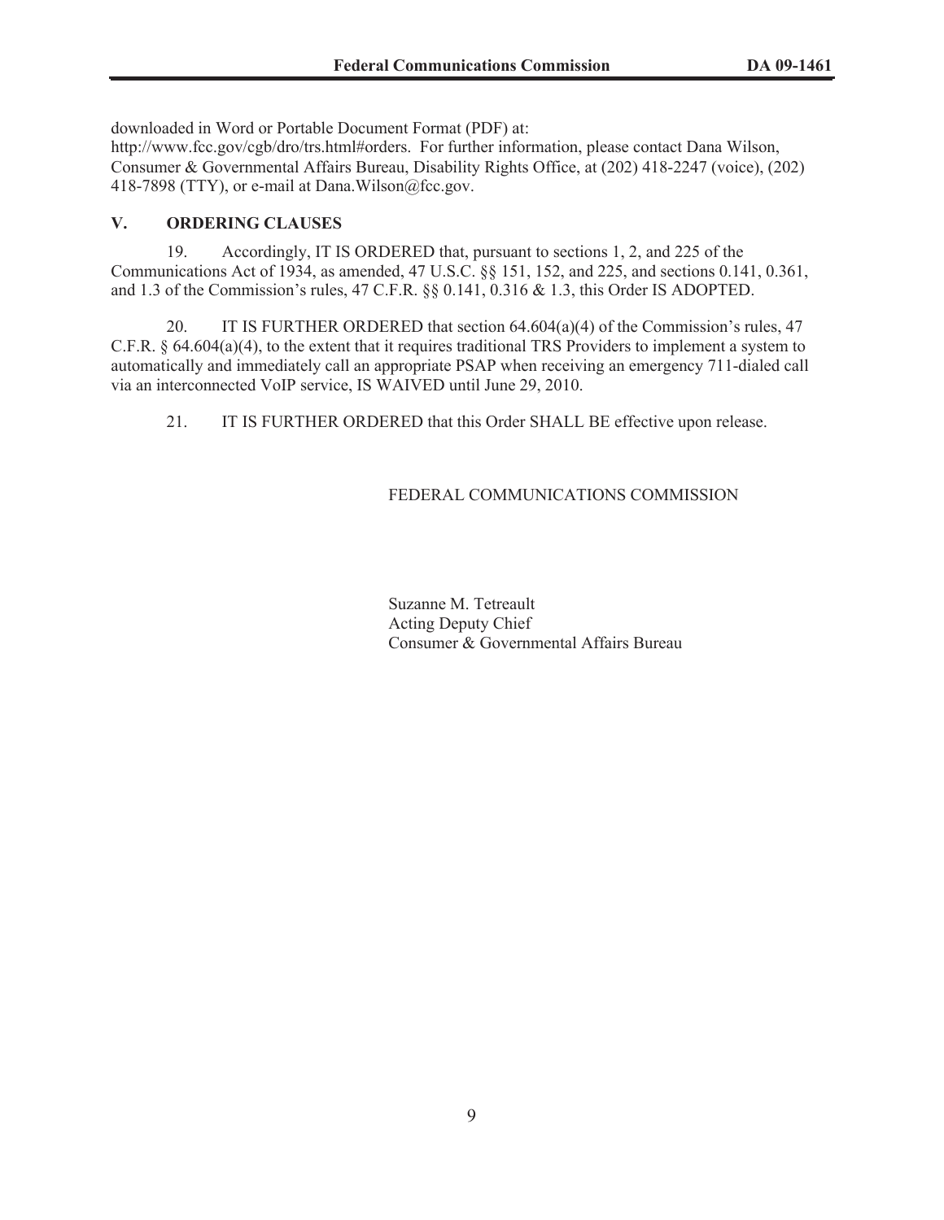downloaded in Word or Portable Document Format (PDF) at: http://www.fcc.gov/cgb/dro/trs.html#orders. For further information, please contact Dana Wilson, Consumer & Governmental Affairs Bureau, Disability Rights Office, at (202) 418-2247 (voice), (202) 418-7898 (TTY), or e-mail at Dana.Wilson@fcc.gov.

## V. ORDERING CLAUSES

19. Accordingly, IT IS ORDERED that, pursuant to sections 1, 2, and 225 of the Communications Act of 1934, as amended, 47 U.S.C. §§ 151, 152, and 225, and sections 0.141, 0.361, and 1.3 of the Commission's rules, 47 C.F.R. §§ 0.141, 0.316 & 1.3, this Order IS ADOPTED.

20. IT IS FURTHER ORDERED that section 64.604(a)(4) of the Commission's rules, 47 C.F.R. § 64.604(a)(4), to the extent that it requires traditional TRS Providers to implement a system to automatically and immediately call an appropriate PSAP when receiving an emergency 711-dialed call via an interconnected VoIP service, IS WAIVED until June 29, 2010.

21. IT IS FURTHER ORDERED that this Order SHALL BE effective upon release.

FEDERAL COMMUNICATIONS COMMISSION

Suzanne M. Tetreault
Acting Deputy Chief
Consumer & Governmental Affairs Bureau